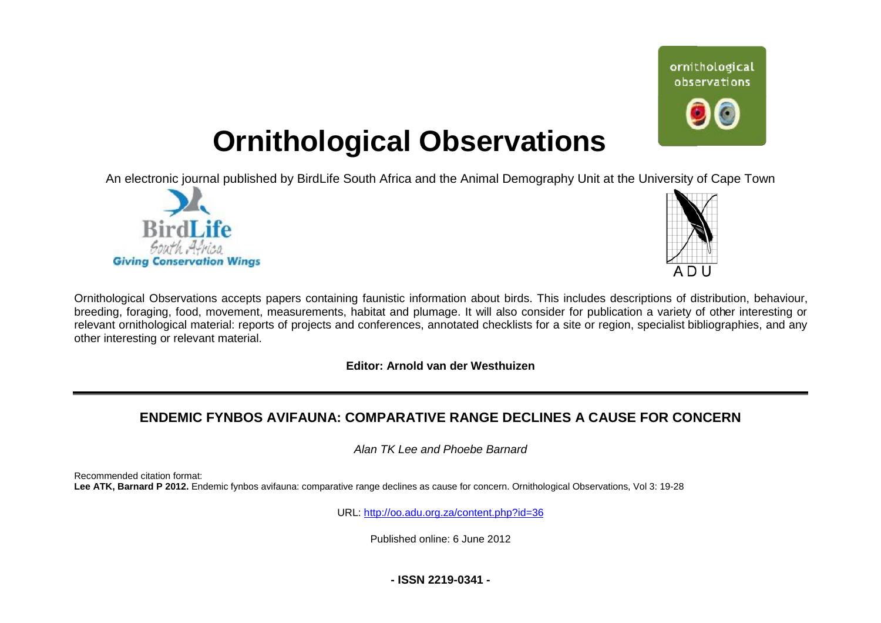# Ornithological Observations

An electronic journal published by BirdLife South Africa and the Animal Demography Unit at the University of Cape Town

Ornithological Observations accepts papers containing faunistic information about birds. This includes descriptions of distribution, behaviour, breeding, foraging, food, movement, measurements, habitat and plumage. It will also consider for publication a variety of other interesting or relevant ornithological material: reports of projects and conferences, annotated checklists for a site or region, specialist bibliographies, and any other interesting or relevant material.

**Editor: Arnold van der Westhuizen**

---

## ENDEMIC FYNBOS AVIFAUNA: COMPARATIVE RANGE DECLINES A CAUSE FOR CONCERN

*Alan TK Lee and Phoebe Barnard*

Recommended citation format:
**Lee ATK, Barnard P 2012.** Endemic fynbos avifauna: comparative range declines as cause for concern. Ornithological Observations, Vol 3: 19-28

URL: http://oo.adu.org.za/content.php?id=36

Published online: 6 June 2012

**- ISSN 2219-0341 -**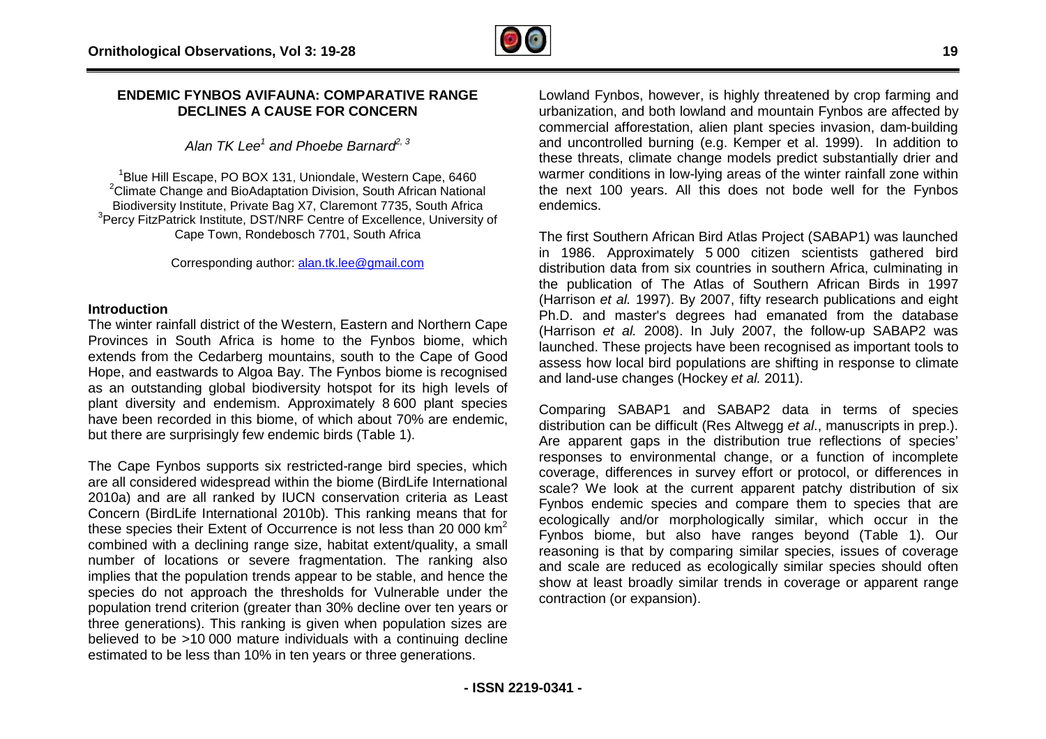# ENDEMIC FYNBOS AVIFAUNA: COMPARATIVE RANGE DECLINES A CAUSE FOR CONCERN

*Alan TK Lee*[1] *and Phoebe Barnard*[2, 3]

[1]Blue Hill Escape, PO BOX 131, Uniondale, Western Cape, 6460
[2]Climate Change and BioAdaptation Division, South African National Biodiversity Institute, Private Bag X7, Claremont 7735, South Africa
[3]Percy FitzPatrick Institute, DST/NRF Centre of Excellence, University of Cape Town, Rondebosch 7701, South Africa

Corresponding author: alan.tk.lee@gmail.com

## Introduction

The winter rainfall district of the Western, Eastern and Northern Cape Provinces in South Africa is home to the Fynbos biome, which extends from the Cedarberg mountains, south to the Cape of Good Hope, and eastwards to Algoa Bay. The Fynbos biome is recognised as an outstanding global biodiversity hotspot for its high levels of plant diversity and endemism. Approximately 8 600 plant species have been recorded in this biome, of which about 70% are endemic, but there are surprisingly few endemic birds (Table 1).

The Cape Fynbos supports six restricted-range bird species, which are all considered widespread within the biome (BirdLife International 2010a) and are all ranked by IUCN conservation criteria as Least Concern (BirdLife International 2010b). This ranking means that for these species their Extent of Occurrence is not less than 20 000 km$^2$ combined with a declining range size, habitat extent/quality, a small number of locations or severe fragmentation. The ranking also implies that the population trends appear to be stable, and hence the species do not approach the thresholds for Vulnerable under the population trend criterion (greater than 30% decline over ten years or three generations). This ranking is given when population sizes are believed to be >10 000 mature individuals with a continuing decline estimated to be less than 10% in ten years or three generations.

Lowland Fynbos, however, is highly threatened by crop farming and urbanization, and both lowland and mountain Fynbos are affected by commercial afforestation, alien plant species invasion, dam-building and uncontrolled burning (e.g. Kemper et al. 1999). In addition to these threats, climate change models predict substantially drier and warmer conditions in low-lying areas of the winter rainfall zone within the next 100 years. All this does not bode well for the Fynbos endemics.

The first Southern African Bird Atlas Project (SABAP1) was launched in 1986. Approximately 5 000 citizen scientists gathered bird distribution data from six countries in southern Africa, culminating in the publication of The Atlas of Southern African Birds in 1997 (Harrison *et al.* 1997). By 2007, fifty research publications and eight Ph.D. and master's degrees had emanated from the database (Harrison *et al.* 2008). In July 2007, the follow-up SABAP2 was launched. These projects have been recognised as important tools to assess how local bird populations are shifting in response to climate and land-use changes (Hockey *et al.* 2011).

Comparing SABAP1 and SABAP2 data in terms of species distribution can be difficult (Res Altwegg *et al*., manuscripts in prep.). Are apparent gaps in the distribution true reflections of species' responses to environmental change, or a function of incomplete coverage, differences in survey effort or protocol, or differences in scale? We look at the current apparent patchy distribution of six Fynbos endemic species and compare them to species that are ecologically and/or morphologically similar, which occur in the Fynbos biome, but also have ranges beyond (Table 1). Our reasoning is that by comparing similar species, issues of coverage and scale are reduced as ecologically similar species should often show at least broadly similar trends in coverage or apparent range contraction (or expansion).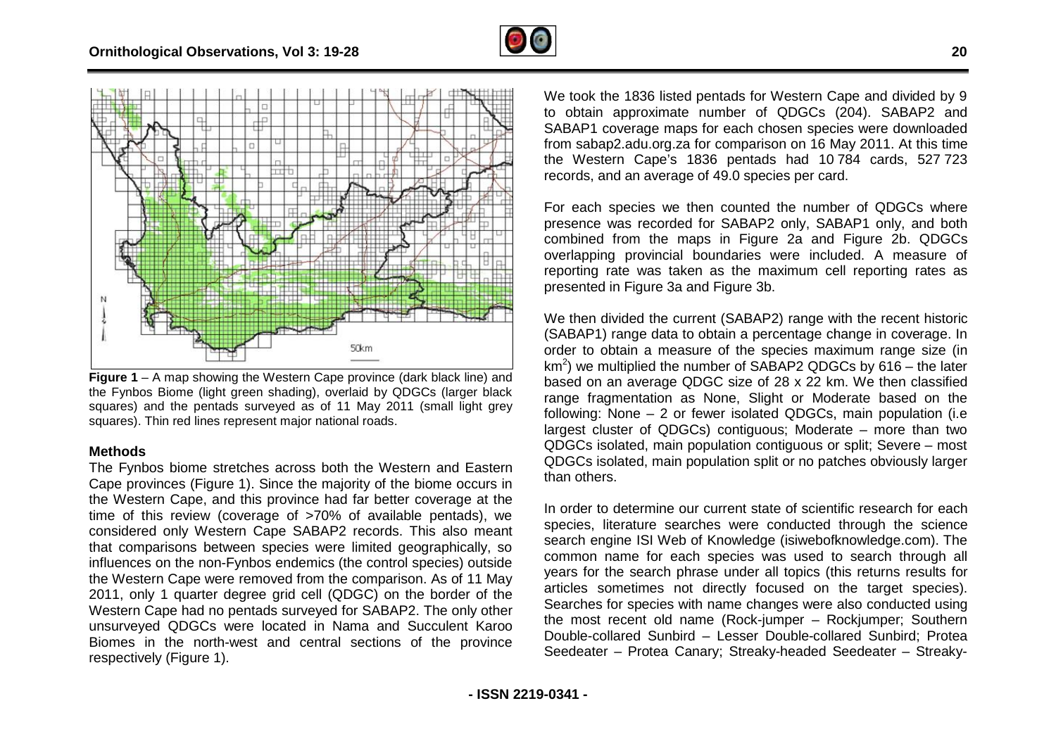**Figure 1** – A map showing the Western Cape province (dark black line) and the Fynbos Biome (light green shading), overlaid by QDGCs (larger black squares) and the pentads surveyed as of 11 May 2011 (small light grey squares). Thin red lines represent major national roads.

## Methods

The Fynbos biome stretches across both the Western and Eastern Cape provinces (Figure 1). Since the majority of the biome occurs in the Western Cape, and this province had far better coverage at the time of this review (coverage of >70% of available pentads), we considered only Western Cape SABAP2 records. This also meant that comparisons between species were limited geographically, so influences on the non-Fynbos endemics (the control species) outside the Western Cape were removed from the comparison. As of 11 May 2011, only 1 quarter degree grid cell (QDGC) on the border of the Western Cape had no pentads surveyed for SABAP2. The only other unsurveyed QDGCs were located in Nama and Succulent Karoo Biomes in the north-west and central sections of the province respectively (Figure 1).

We took the 1836 listed pentads for Western Cape and divided by 9 to obtain approximate number of QDGCs (204). SABAP2 and SABAP1 coverage maps for each chosen species were downloaded from sabap2.adu.org.za for comparison on 16 May 2011. At this time the Western Cape's 1836 pentads had 10 784 cards, 527 723 records, and an average of 49.0 species per card.

For each species we then counted the number of QDGCs where presence was recorded for SABAP2 only, SABAP1 only, and both combined from the maps in Figure 2a and Figure 2b. QDGCs overlapping provincial boundaries were included. A measure of reporting rate was taken as the maximum cell reporting rates as presented in Figure 3a and Figure 3b.

We then divided the current (SABAP2) range with the recent historic (SABAP1) range data to obtain a percentage change in coverage. In order to obtain a measure of the species maximum range size (in $km^2$) we multiplied the number of SABAP2 QDGCs by 616 – the later based on an average QDGC size of 28 x 22 km. We then classified range fragmentation as None, Slight or Moderate based on the following: None – 2 or fewer isolated QDGCs, main population (i.e largest cluster of QDGCs) contiguous; Moderate – more than two QDGCs isolated, main population contiguous or split; Severe – most QDGCs isolated, main population split or no patches obviously larger than others.

In order to determine our current state of scientific research for each species, literature searches were conducted through the science search engine ISI Web of Knowledge (isiwebofknowledge.com). The common name for each species was used to search through all years for the search phrase under all topics (this returns results for articles sometimes not directly focused on the target species). Searches for species with name changes were also conducted using the most recent old name (Rock-jumper – Rockjumper; Southern Double-collared Sunbird – Lesser Double-collared Sunbird; Protea Seedeater – Protea Canary; Streaky-headed Seedeater – Streaky-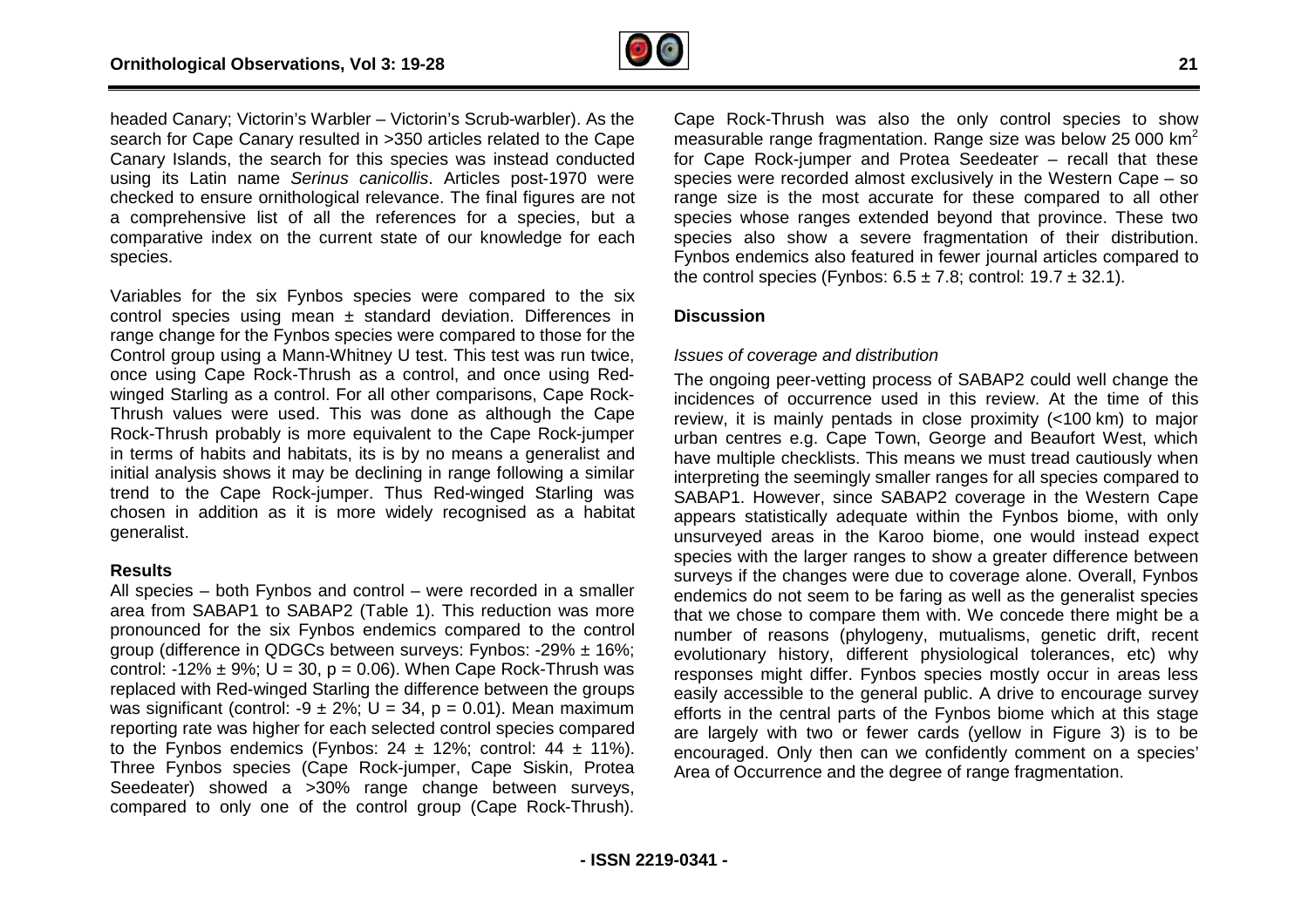headed Canary; Victorin's Warbler – Victorin's Scrub-warbler). As the search for Cape Canary resulted in >350 articles related to the Cape Canary Islands, the search for this species was instead conducted using its Latin name *Serinus canicollis*. Articles post-1970 were checked to ensure ornithological relevance. The final figures are not a comprehensive list of all the references for a species, but a comparative index on the current state of our knowledge for each species.

Variables for the six Fynbos species were compared to the six control species using mean ± standard deviation. Differences in range change for the Fynbos species were compared to those for the Control group using a Mann-Whitney U test. This test was run twice, once using Cape Rock-Thrush as a control, and once using Red-winged Starling as a control. For all other comparisons, Cape Rock-Thrush values were used. This was done as although the Cape Rock-Thrush probably is more equivalent to the Cape Rock-jumper in terms of habits and habitats, its is by no means a generalist and initial analysis shows it may be declining in range following a similar trend to the Cape Rock-jumper. Thus Red-winged Starling was chosen in addition as it is more widely recognised as a habitat generalist.

**Results**

All species – both Fynbos and control – were recorded in a smaller area from SABAP1 to SABAP2 (Table 1). This reduction was more pronounced for the six Fynbos endemics compared to the control group (difference in QDGCs between surveys: Fynbos: -29% ± 16%; control: -12% ± 9%; $U = 30$, $p = 0.06$). When Cape Rock-Thrush was replaced with Red-winged Starling the difference between the groups was significant (control: -9 ± 2%; $U = 34$, $p = 0.01$). Mean maximum reporting rate was higher for each selected control species compared to the Fynbos endemics (Fynbos: 24 ± 12%; control: 44 ± 11%). Three Fynbos species (Cape Rock-jumper, Cape Siskin, Protea Seedeater) showed a >30% range change between surveys, compared to only one of the control group (Cape Rock-Thrush). Cape Rock-Thrush was also the only control species to show measurable range fragmentation. Range size was below 25 000 $km^2$ for Cape Rock-jumper and Protea Seedeater – recall that these species were recorded almost exclusively in the Western Cape – so range size is the most accurate for these compared to all other species whose ranges extended beyond that province. These two species also show a severe fragmentation of their distribution. Fynbos endemics also featured in fewer journal articles compared to the control species (Fynbos: 6.5 ± 7.8; control: 19.7 ± 32.1).

**Discussion**

*Issues of coverage and distribution*

The ongoing peer-vetting process of SABAP2 could well change the incidences of occurrence used in this review. At the time of this review, it is mainly pentads in close proximity (<100 km) to major urban centres e.g. Cape Town, George and Beaufort West, which have multiple checklists. This means we must tread cautiously when interpreting the seemingly smaller ranges for all species compared to SABAP1. However, since SABAP2 coverage in the Western Cape appears statistically adequate within the Fynbos biome, with only unsurveyed areas in the Karoo biome, one would instead expect species with the larger ranges to show a greater difference between surveys if the changes were due to coverage alone. Overall, Fynbos endemics do not seem to be faring as well as the generalist species that we chose to compare them with. We concede there might be a number of reasons (phylogeny, mutualisms, genetic drift, recent evolutionary history, different physiological tolerances, etc) why responses might differ. Fynbos species mostly occur in areas less easily accessible to the general public. A drive to encourage survey efforts in the central parts of the Fynbos biome which at this stage are largely with two or fewer cards (yellow in Figure 3) is to be encouraged. Only then can we confidently comment on a species' Area of Occurrence and the degree of range fragmentation.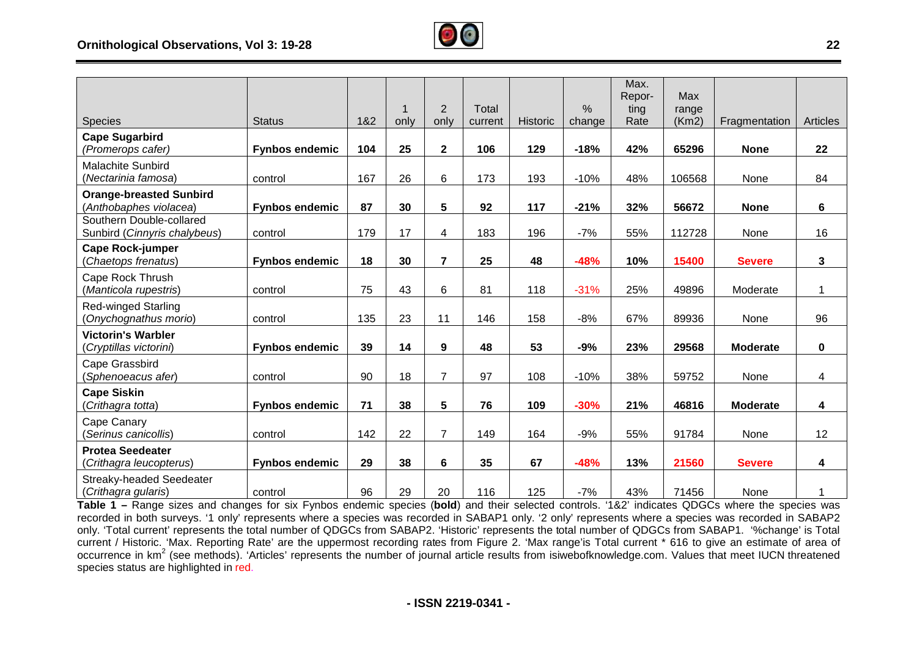| Species | Status | 1&2 | 1 only | 2 only | Total current | Historic | % change | Max. Reporting Rate | Max range (Km2) | Fragmentation | Articles |
|---|---|---|---|---|---|---|---|---|---|---|---|
| **Cape Sugarbird** (*Promerops cafer*) | **Fynbos endemic** | **104** | **25** | **2** | **106** | **129** | **-18%** | **42%** | **65296** | **None** | **22** |
| Malachite Sunbird (*Nectarinia famosa*) | control | 167 | 26 | 6 | 173 | 193 | -10% | 48% | 106568 | None | 84 |
| **Orange-breasted Sunbird** (*Anthobaphes violacea*) | **Fynbos endemic** | **87** | **30** | **5** | **92** | **117** | **-21%** | **32%** | **56672** | **None** | **6** |
| Southern Double-collared Sunbird (*Cinnyris chalybeus*) | control | 179 | 17 | 4 | 183 | 196 | -7% | 55% | 112728 | None | 16 |
| **Cape Rock-jumper** (*Chaetops frenatus*) | **Fynbos endemic** | **18** | **30** | **7** | **25** | **48** | **-48%** | **10%** | **15400** | **Severe** | **3** |
| Cape Rock Thrush (*Manticola rupestris*) | control | 75 | 43 | 6 | 81 | 118 | -31% | 25% | 49896 | Moderate | 1 |
| Red-winged Starling (*Onychognathus morio*) | control | 135 | 23 | 11 | 146 | 158 | -8% | 67% | 89936 | None | 96 |
| **Victorin's Warbler** (*Cryptillas victorini*) | **Fynbos endemic** | **39** | **14** | **9** | **48** | **53** | **-9%** | **23%** | **29568** | **Moderate** | **0** |
| Cape Grassbird (*Sphenoeacus afer*) | control | 90 | 18 | 7 | 97 | 108 | -10% | 38% | 59752 | None | 4 |
| **Cape Siskin** (*Crithagra totta*) | **Fynbos endemic** | **71** | **38** | **5** | **76** | **109** | **-30%** | **21%** | **46816** | **Moderate** | **4** |
| Cape Canary (*Serinus canicollis*) | control | 142 | 22 | 7 | 149 | 164 | -9% | 55% | 91784 | None | 12 |
| **Protea Seedeater** (*Crithagra leucopterus*) | **Fynbos endemic** | **29** | **38** | **6** | **35** | **67** | **-48%** | **13%** | **21560** | **Severe** | **4** |
| Streaky-headed Seedeater (*Crithagra gularis*) | control | 96 | 29 | 20 | 116 | 125 | -7% | 43% | 71456 | None | 1 |

**Table 1 –** Range sizes and changes for six Fynbos endemic species (**bold**) and their selected controls. '1&2' indicates QDGCs where the species was recorded in both surveys. '1 only' represents where a species was recorded in SABAP1 only. '2 only' represents where a species was recorded in SABAP2 only. 'Total current' represents the total number of QDGCs from SABAP2. 'Historic' represents the total number of QDGCs from SABAP1. '%change' is Total current / Historic. 'Max. Reporting Rate' are the uppermost recording rates from Figure 2. 'Max range'is Total current * 616 to give an estimate of area of occurrence in km$^2$ (see methods). 'Articles' represents the number of journal article results from isiwebofknowledge.com. Values that meet IUCN threatened species status are highlighted in red.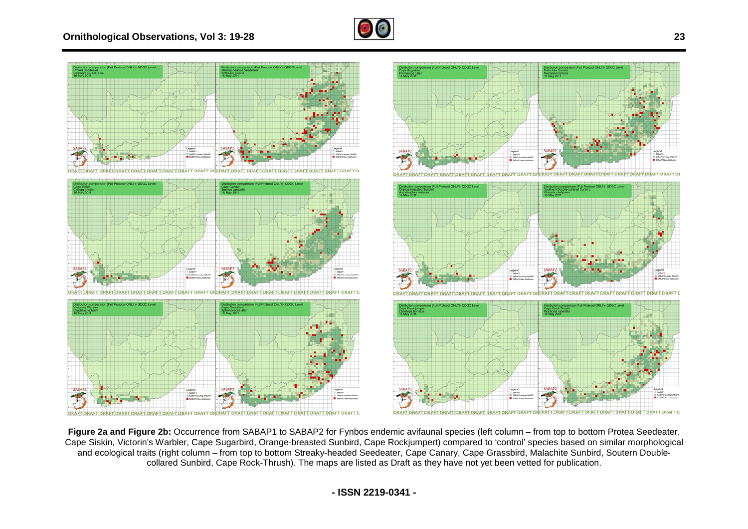**Figure 2a and Figure 2b:** Occurrence from SABAP1 to SABAP2 for Fynbos endemic avifaunal species (left column – from top to bottom Protea Seedeater, Cape Siskin, Victorin's Warbler, Cape Sugarbird, Orange-breasted Sunbird, Cape Rockjumpert) compared to 'control' species based on similar morphological and ecological traits (right column – from top to bottom Streaky-headed Seedeater, Cape Canary, Cape Grassbird, Malachite Sunbird, Soutern Double-collared Sunbird, Cape Rock-Thrush). The maps are listed as Draft as they have not yet been vetted for publication.

- ISSN 2219-0341 -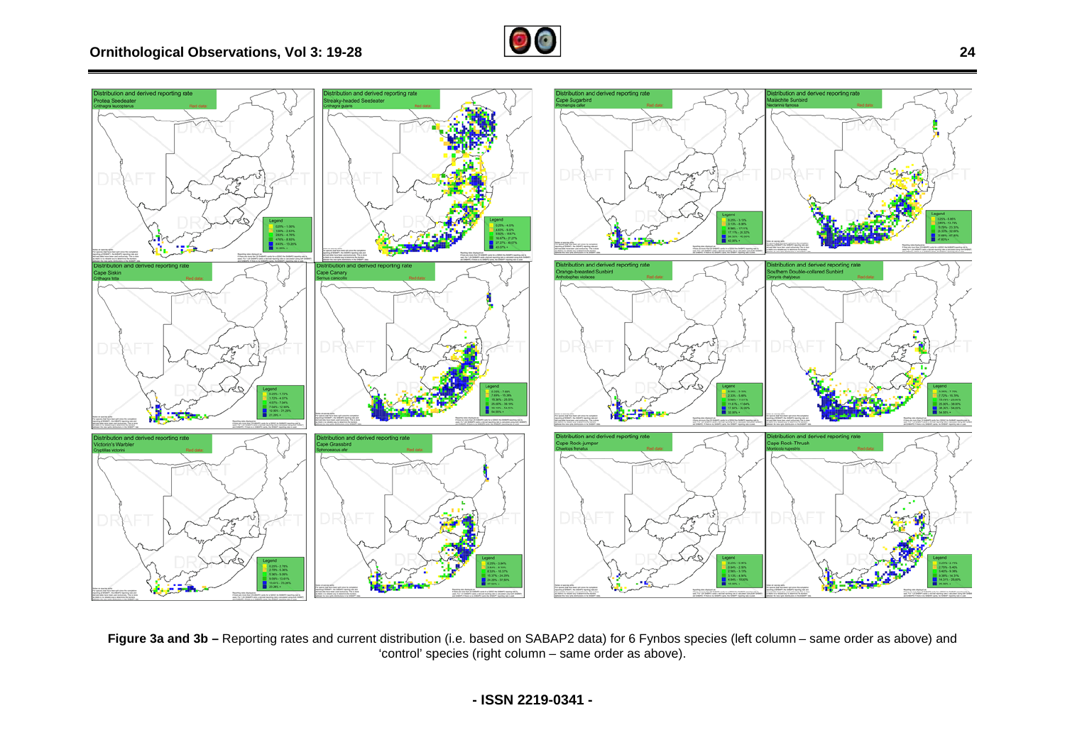**Figure 3a and 3b –** Reporting rates and current distribution (i.e. based on SABAP2 data) for 6 Fynbos species (left column – same order as above) and 'control' species (right column – same order as above).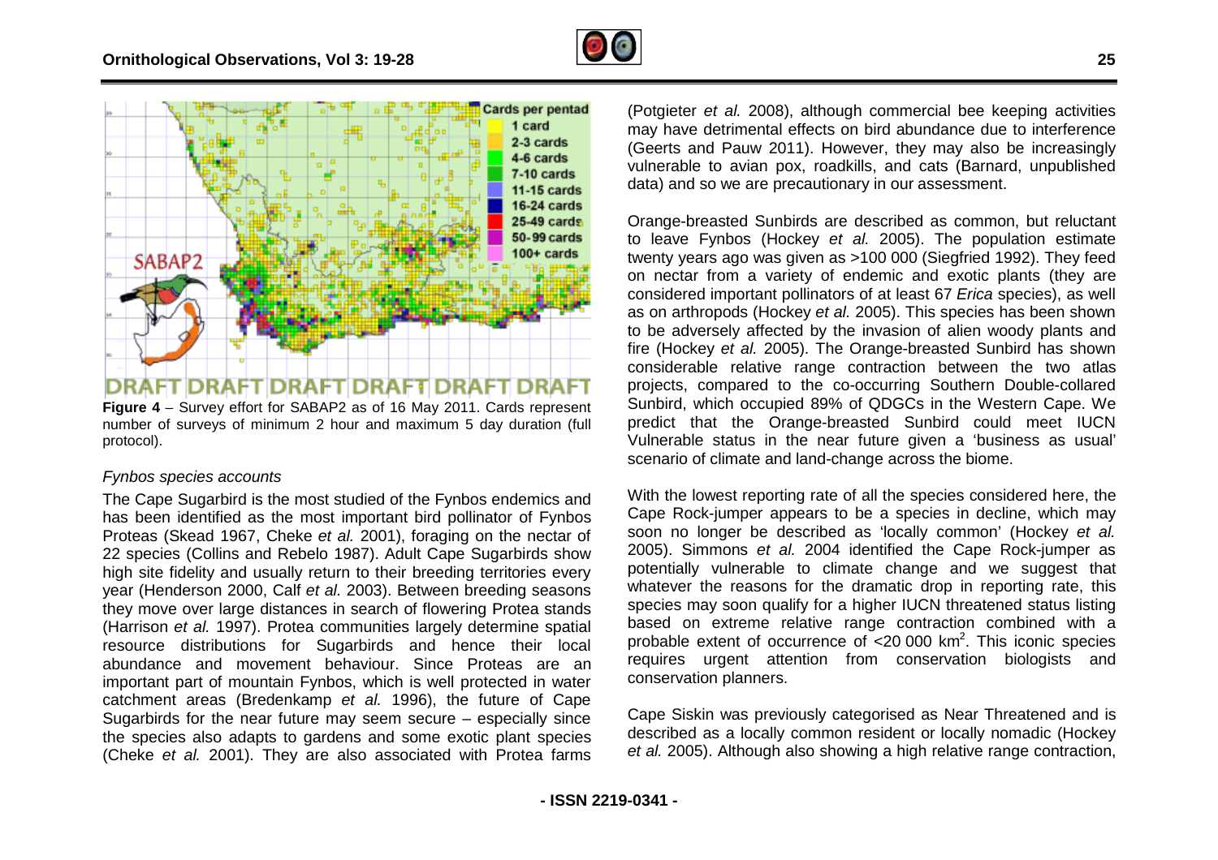**Figure 4** – Survey effort for SABAP2 as of 16 May 2011. Cards represent number of surveys of minimum 2 hour and maximum 5 day duration (full protocol).

*Fynbos species accounts*

The Cape Sugarbird is the most studied of the Fynbos endemics and has been identified as the most important bird pollinator of Fynbos Proteas (Skead 1967, Cheke *et al.* 2001), foraging on the nectar of 22 species (Collins and Rebelo 1987). Adult Cape Sugarbirds show high site fidelity and usually return to their breeding territories every year (Henderson 2000, Calf *et al.* 2003). Between breeding seasons they move over large distances in search of flowering Protea stands (Harrison *et al.* 1997). Protea communities largely determine spatial resource distributions for Sugarbirds and hence their local abundance and movement behaviour. Since Proteas are an important part of mountain Fynbos, which is well protected in water catchment areas (Bredenkamp *et al.* 1996), the future of Cape Sugarbirds for the near future may seem secure – especially since the species also adapts to gardens and some exotic plant species (Cheke *et al.* 2001). They are also associated with Protea farms (Potgieter *et al.* 2008), although commercial bee keeping activities may have detrimental effects on bird abundance due to interference (Geerts and Pauw 2011). However, they may also be increasingly vulnerable to avian pox, roadkills, and cats (Barnard, unpublished data) and so we are precautionary in our assessment.

Orange-breasted Sunbirds are described as common, but reluctant to leave Fynbos (Hockey *et al.* 2005). The population estimate twenty years ago was given as >100 000 (Siegfried 1992). They feed on nectar from a variety of endemic and exotic plants (they are considered important pollinators of at least 67 *Erica* species), as well as on arthropods (Hockey *et al.* 2005). This species has been shown to be adversely affected by the invasion of alien woody plants and fire (Hockey *et al.* 2005). The Orange-breasted Sunbird has shown considerable relative range contraction between the two atlas projects, compared to the co-occurring Southern Double-collared Sunbird, which occupied 89% of QDGCs in the Western Cape. We predict that the Orange-breasted Sunbird could meet IUCN Vulnerable status in the near future given a 'business as usual' scenario of climate and land-change across the biome.

With the lowest reporting rate of all the species considered here, the Cape Rock-jumper appears to be a species in decline, which may soon no longer be described as 'locally common' (Hockey *et al.* 2005). Simmons *et al.* 2004 identified the Cape Rock-jumper as potentially vulnerable to climate change and we suggest that whatever the reasons for the dramatic drop in reporting rate, this species may soon qualify for a higher IUCN threatened status listing based on extreme relative range contraction combined with a probable extent of occurrence of <20 000 km$^2$. This iconic species requires urgent attention from conservation biologists and conservation planners.

Cape Siskin was previously categorised as Near Threatened and is described as a locally common resident or locally nomadic (Hockey *et al.* 2005). Although also showing a high relative range contraction,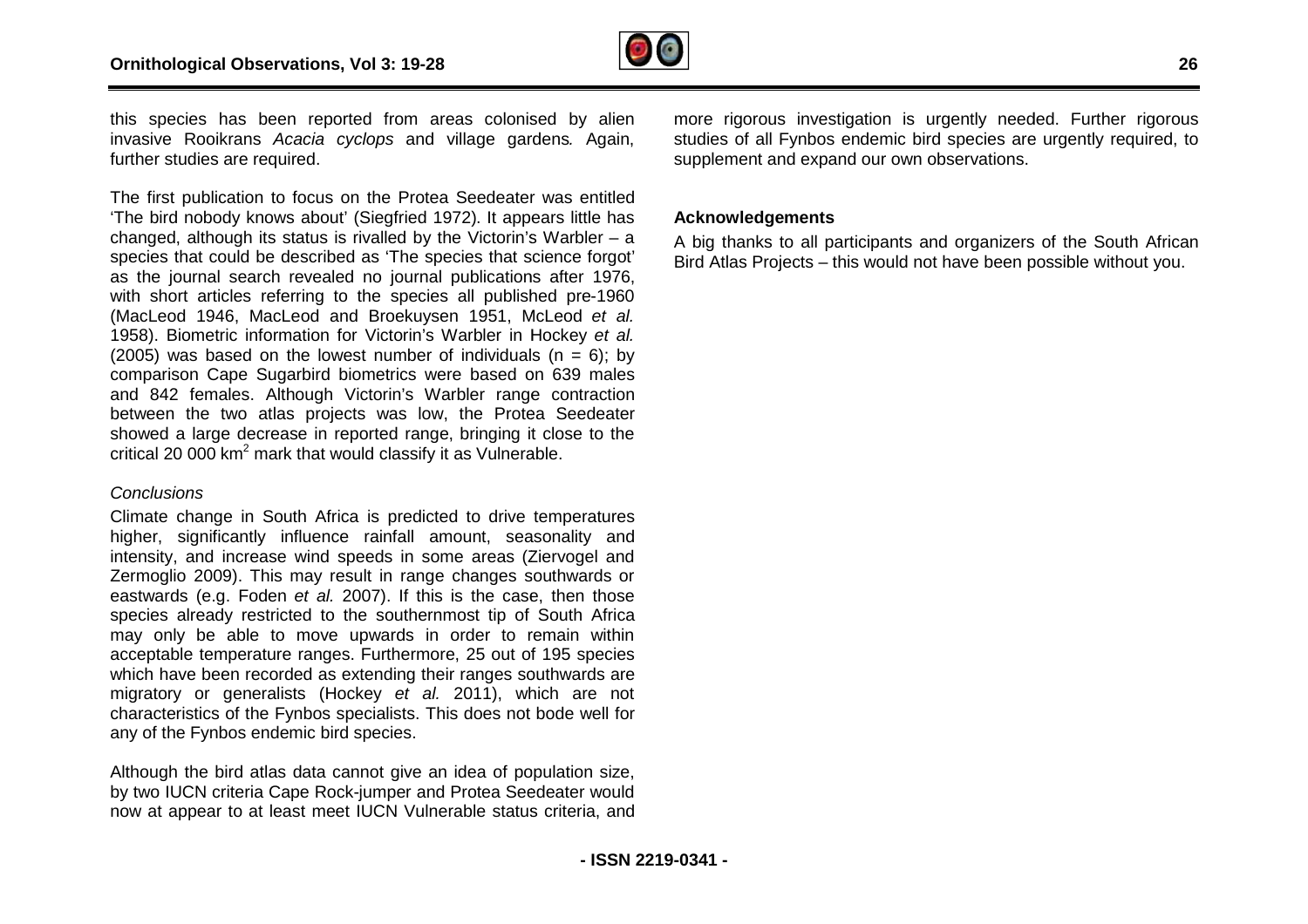this species has been reported from areas colonised by alien invasive Rooikrans *Acacia cyclops* and village gardens*.* Again, further studies are required.

The first publication to focus on the Protea Seedeater was entitled 'The bird nobody knows about' (Siegfried 1972). It appears little has changed, although its status is rivalled by the Victorin's Warbler – a species that could be described as 'The species that science forgot' as the journal search revealed no journal publications after 1976, with short articles referring to the species all published pre-1960 (MacLeod 1946, MacLeod and Broekuysen 1951, McLeod *et al.* 1958). Biometric information for Victorin's Warbler in Hockey *et al.* (2005) was based on the lowest number of individuals ($n = 6$); by comparison Cape Sugarbird biometrics were based on 639 males and 842 females. Although Victorin's Warbler range contraction between the two atlas projects was low, the Protea Seedeater showed a large decrease in reported range, bringing it close to the critical 20 000 $km^2$ mark that would classify it as Vulnerable.

### *Conclusions*

Climate change in South Africa is predicted to drive temperatures higher, significantly influence rainfall amount, seasonality and intensity, and increase wind speeds in some areas (Ziervogel and Zermoglio 2009). This may result in range changes southwards or eastwards (e.g. Foden *et al.* 2007). If this is the case, then those species already restricted to the southernmost tip of South Africa may only be able to move upwards in order to remain within acceptable temperature ranges. Furthermore, 25 out of 195 species which have been recorded as extending their ranges southwards are migratory or generalists (Hockey *et al.* 2011), which are not characteristics of the Fynbos specialists. This does not bode well for any of the Fynbos endemic bird species.

Although the bird atlas data cannot give an idea of population size, by two IUCN criteria Cape Rock-jumper and Protea Seedeater would now at appear to at least meet IUCN Vulnerable status criteria, and more rigorous investigation is urgently needed. Further rigorous studies of all Fynbos endemic bird species are urgently required, to supplement and expand our own observations.

### Acknowledgements

A big thanks to all participants and organizers of the South African Bird Atlas Projects – this would not have been possible without you.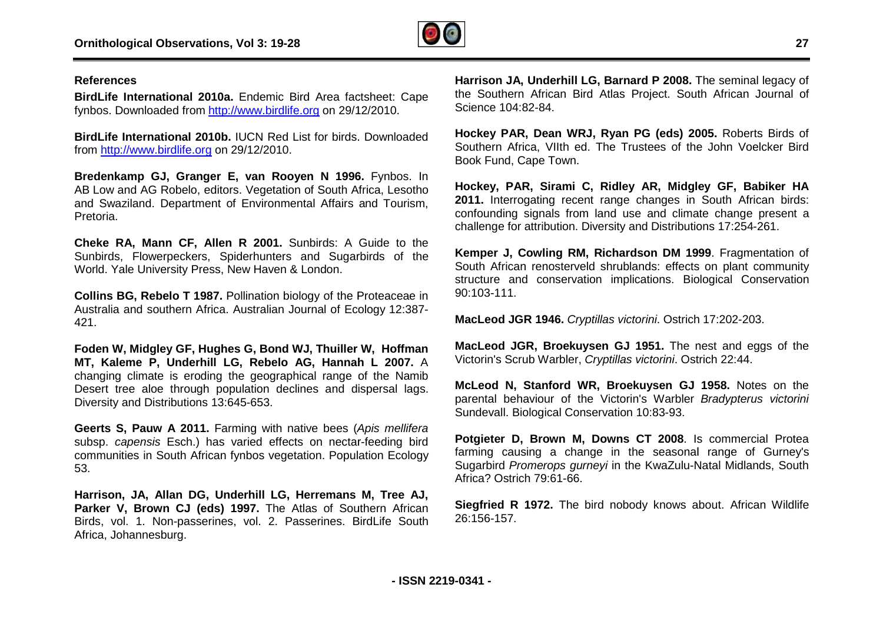## References

**BirdLife International 2010a.** Endemic Bird Area factsheet: Cape fynbos. Downloaded from http://www.birdlife.org on 29/12/2010.

**BirdLife International 2010b.** IUCN Red List for birds. Downloaded from http://www.birdlife.org on 29/12/2010.

**Bredenkamp GJ, Granger E, van Rooyen N 1996.** Fynbos. In AB Low and AG Robelo, editors. Vegetation of South Africa, Lesotho and Swaziland. Department of Environmental Affairs and Tourism, Pretoria.

**Cheke RA, Mann CF, Allen R 2001.** Sunbirds: A Guide to the Sunbirds, Flowerpeckers, Spiderhunters and Sugarbirds of the World. Yale University Press, New Haven & London.

**Collins BG, Rebelo T 1987.** Pollination biology of the Proteaceae in Australia and southern Africa. Australian Journal of Ecology 12:387-421.

**Foden W, Midgley GF, Hughes G, Bond WJ, Thuiller W, Hoffman MT, Kaleme P, Underhill LG, Rebelo AG, Hannah L 2007.** A changing climate is eroding the geographical range of the Namib Desert tree aloe through population declines and dispersal lags. Diversity and Distributions 13:645-653.

**Geerts S, Pauw A 2011.** Farming with native bees (*Apis mellifera* subsp. *capensis* Esch.) has varied effects on nectar-feeding bird communities in South African fynbos vegetation. Population Ecology 53.

**Harrison, JA, Allan DG, Underhill LG, Herremans M, Tree AJ, Parker V, Brown CJ (eds) 1997.** The Atlas of Southern African Birds, vol. 1. Non-passerines, vol. 2. Passerines. BirdLife South Africa, Johannesburg.

**Harrison JA, Underhill LG, Barnard P 2008.** The seminal legacy of the Southern African Bird Atlas Project. South African Journal of Science 104:82-84.

**Hockey PAR, Dean WRJ, Ryan PG (eds) 2005.** Roberts Birds of Southern Africa, VIIth ed. The Trustees of the John Voelcker Bird Book Fund, Cape Town.

**Hockey, PAR, Sirami C, Ridley AR, Midgley GF, Babiker HA 2011.** Interrogating recent range changes in South African birds: confounding signals from land use and climate change present a challenge for attribution. Diversity and Distributions 17:254-261.

**Kemper J, Cowling RM, Richardson DM 1999**. Fragmentation of South African renosterveld shrublands: effects on plant community structure and conservation implications. Biological Conservation 90:103-111.

**MacLeod JGR 1946.** *Cryptillas victorini*. Ostrich 17:202-203.

**MacLeod JGR, Broekuysen GJ 1951.** The nest and eggs of the Victorin's Scrub Warbler, *Cryptillas victorini*. Ostrich 22:44.

**McLeod N, Stanford WR, Broekuysen GJ 1958.** Notes on the parental behaviour of the Victorin's Warbler *Bradypterus victorini* Sundevall. Biological Conservation 10:83-93.

**Potgieter D, Brown M, Downs CT 2008**. Is commercial Protea farming causing a change in the seasonal range of Gurney's Sugarbird *Promerops gurneyi* in the KwaZulu-Natal Midlands, South Africa? Ostrich 79:61-66.

**Siegfried R 1972.** The bird nobody knows about. African Wildlife 26:156-157.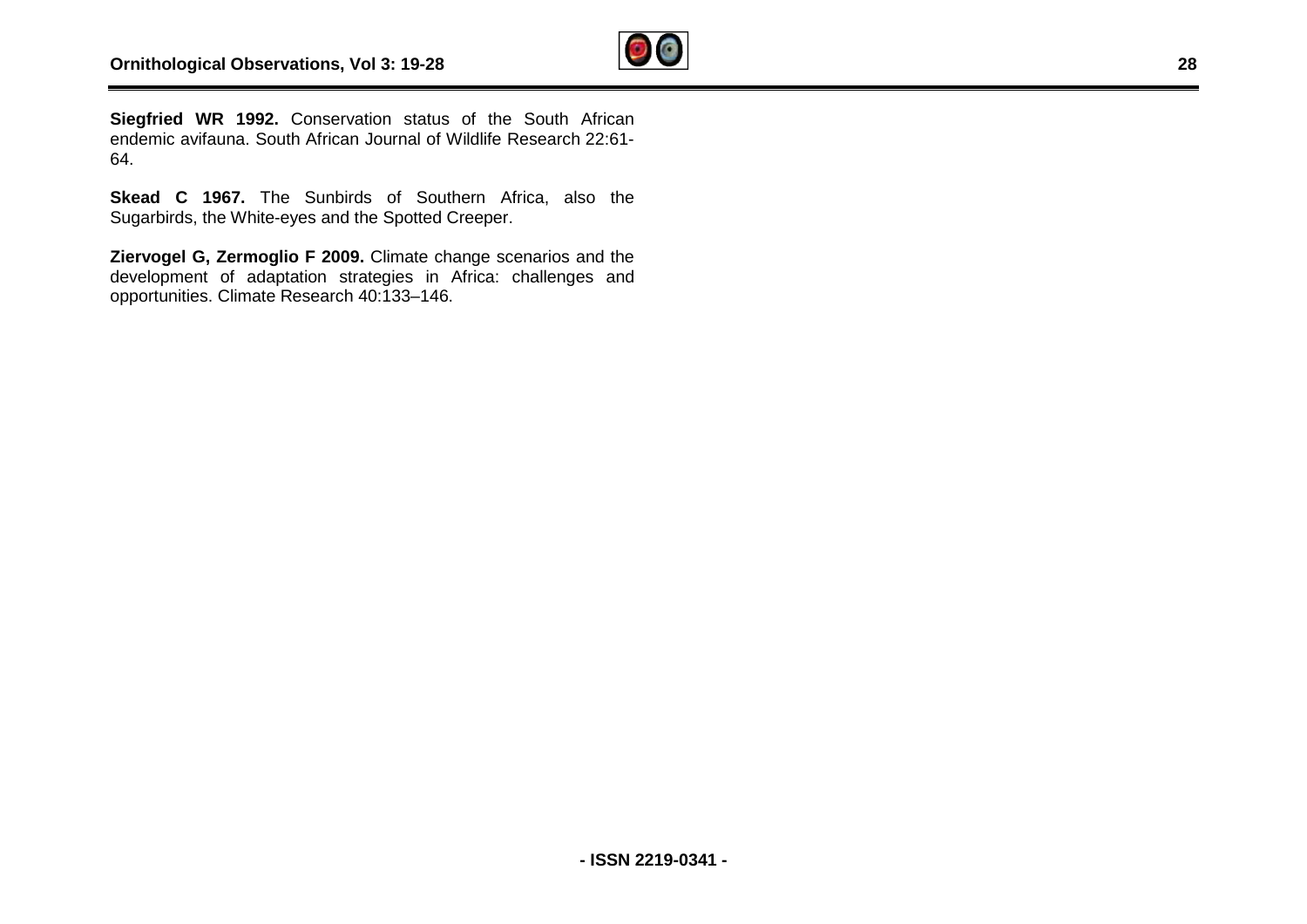**Siegfried WR 1992.** Conservation status of the South African endemic avifauna. South African Journal of Wildlife Research 22:61-64.

**Skead C 1967.** The Sunbirds of Southern Africa, also the Sugarbirds, the White-eyes and the Spotted Creeper.

**Ziervogel G, Zermoglio F 2009.** Climate change scenarios and the development of adaptation strategies in Africa: challenges and opportunities. Climate Research 40:133–146.